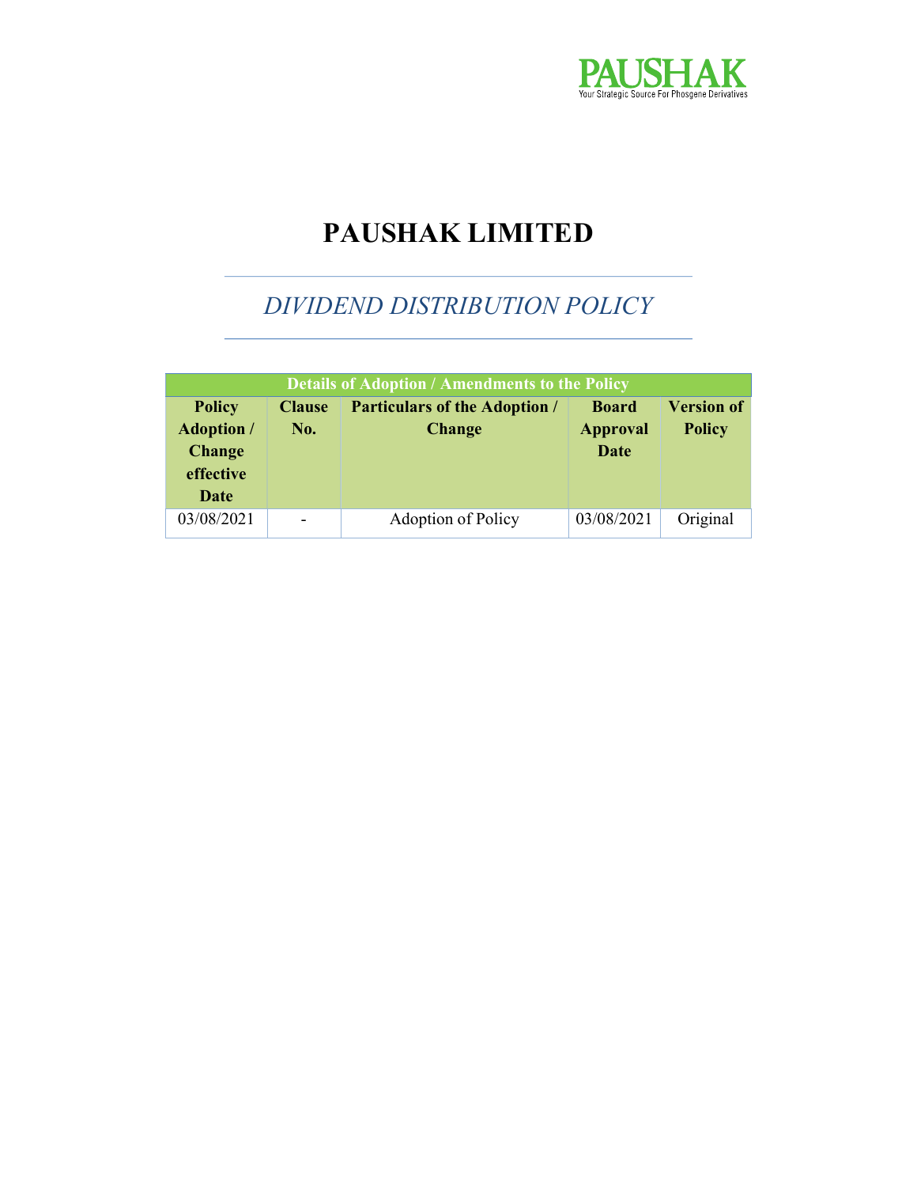PAUSHAK
Your Strategic Source For Phosgene Derivatives

# PAUSHAK LIMITED

## *DIVIDEND DISTRIBUTION POLICY*

| Details of Adoption / Amendments to the Policy | | | | |
|---|---|---|---|---|
| **Policy Adoption / Change effective Date** | **Clause No.** | **Particulars of the Adoption / Change** | **Board Approval Date** | **Version of Policy** |
| 03/08/2021 | - | Adoption of Policy | 03/08/2021 | Original |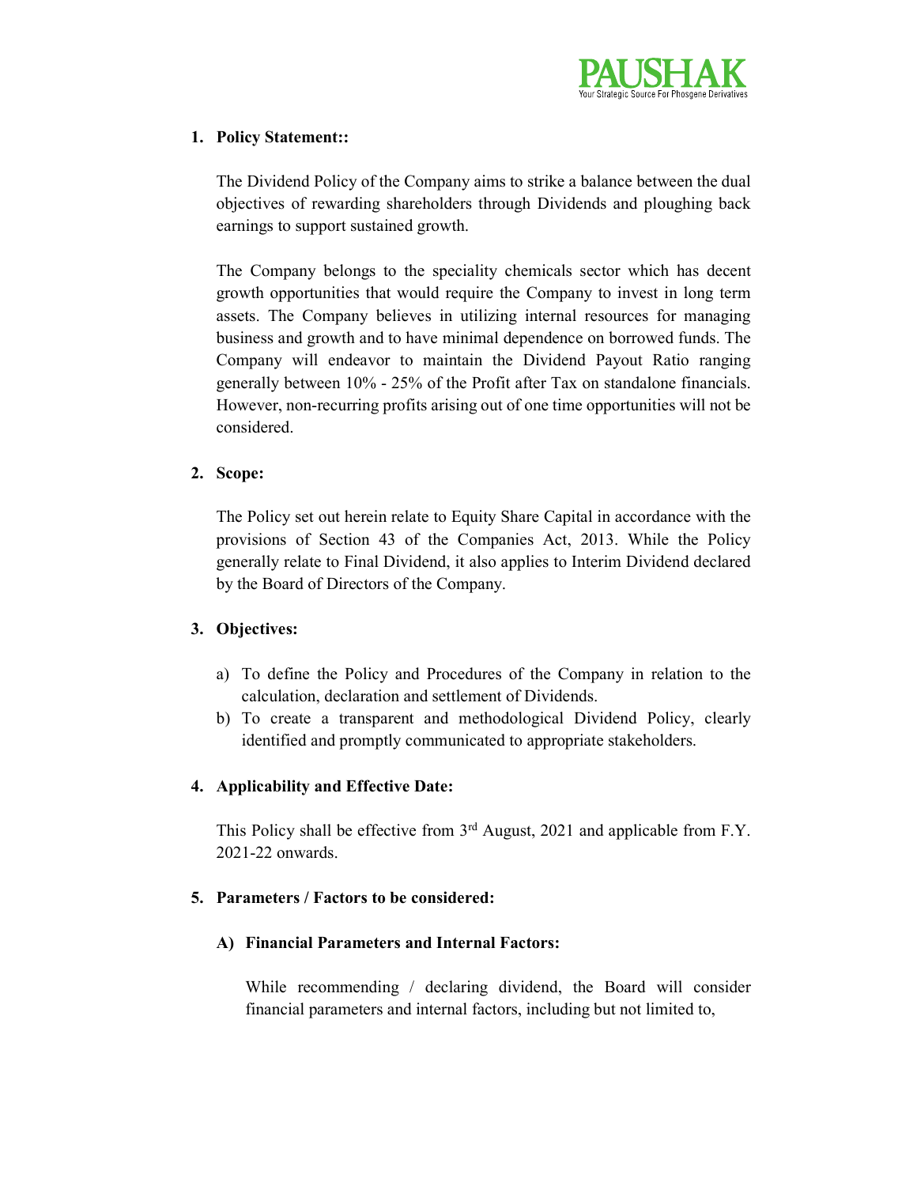1. **Policy Statement::**

   The Dividend Policy of the Company aims to strike a balance between the dual objectives of rewarding shareholders through Dividends and ploughing back earnings to support sustained growth.

   The Company belongs to the speciality chemicals sector which has decent growth opportunities that would require the Company to invest in long term assets. The Company believes in utilizing internal resources for managing business and growth and to have minimal dependence on borrowed funds. The Company will endeavor to maintain the Dividend Payout Ratio ranging generally between 10% - 25% of the Profit after Tax on standalone financials. However, non-recurring profits arising out of one time opportunities will not be considered.

2. **Scope:**

   The Policy set out herein relate to Equity Share Capital in accordance with the provisions of Section 43 of the Companies Act, 2013. While the Policy generally relate to Final Dividend, it also applies to Interim Dividend declared by the Board of Directors of the Company.

3. **Objectives:**

   a) To define the Policy and Procedures of the Company in relation to the calculation, declaration and settlement of Dividends.
   b) To create a transparent and methodological Dividend Policy, clearly identified and promptly communicated to appropriate stakeholders.

4. **Applicability and Effective Date:**

   This Policy shall be effective from 3rd August, 2021 and applicable from F.Y. 2021-22 onwards.

5. **Parameters / Factors to be considered:**

   **A) Financial Parameters and Internal Factors:**

   While recommending / declaring dividend, the Board will consider financial parameters and internal factors, including but not limited to,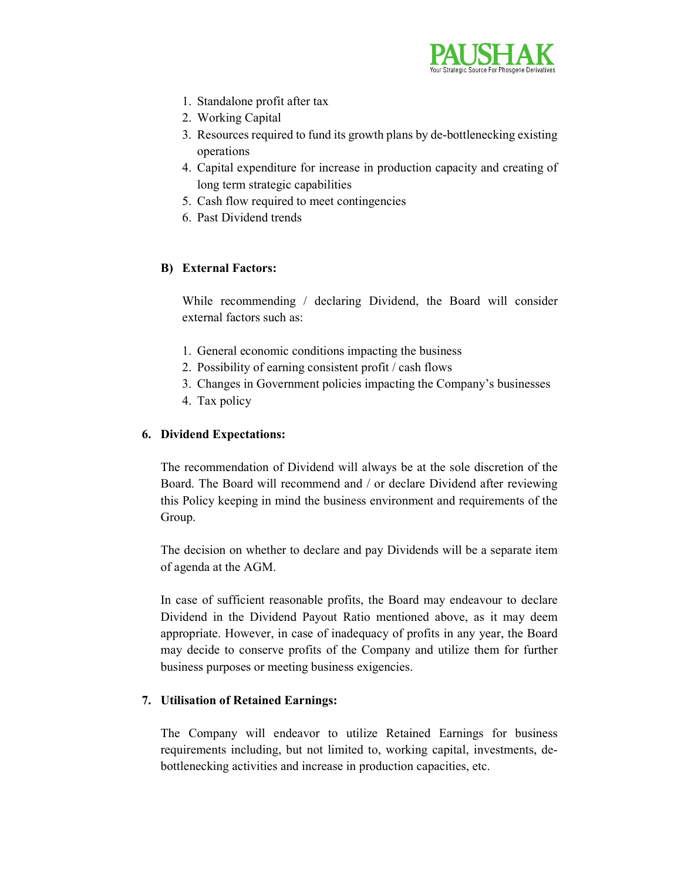1. Standalone profit after tax
2. Working Capital
3. Resources required to fund its growth plans by de-bottlenecking existing operations
4. Capital expenditure for increase in production capacity and creating of long term strategic capabilities
5. Cash flow required to meet contingencies
6. Past Dividend trends

**B) External Factors:**

While recommending / declaring Dividend, the Board will consider external factors such as:

1. General economic conditions impacting the business
2. Possibility of earning consistent profit / cash flows
3. Changes in Government policies impacting the Company's businesses
4. Tax policy

**6. Dividend Expectations:**

The recommendation of Dividend will always be at the sole discretion of the Board. The Board will recommend and / or declare Dividend after reviewing this Policy keeping in mind the business environment and requirements of the Group.

The decision on whether to declare and pay Dividends will be a separate item of agenda at the AGM.

In case of sufficient reasonable profits, the Board may endeavour to declare Dividend in the Dividend Payout Ratio mentioned above, as it may deem appropriate. However, in case of inadequacy of profits in any year, the Board may decide to conserve profits of the Company and utilize them for further business purposes or meeting business exigencies.

**7. Utilisation of Retained Earnings:**

The Company will endeavor to utilize Retained Earnings for business requirements including, but not limited to, working capital, investments, de-bottlenecking activities and increase in production capacities, etc.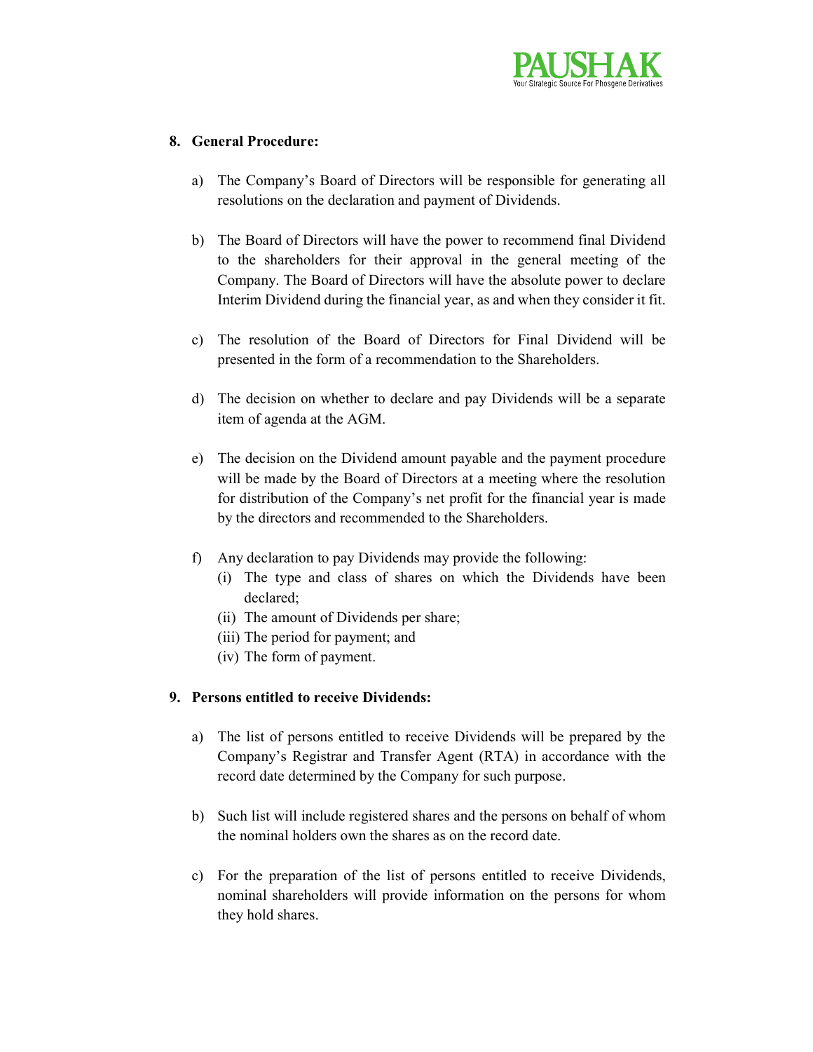**8. General Procedure:**

a) The Company's Board of Directors will be responsible for generating all resolutions on the declaration and payment of Dividends.

b) The Board of Directors will have the power to recommend final Dividend to the shareholders for their approval in the general meeting of the Company. The Board of Directors will have the absolute power to declare Interim Dividend during the financial year, as and when they consider it fit.

c) The resolution of the Board of Directors for Final Dividend will be presented in the form of a recommendation to the Shareholders.

d) The decision on whether to declare and pay Dividends will be a separate item of agenda at the AGM.

e) The decision on the Dividend amount payable and the payment procedure will be made by the Board of Directors at a meeting where the resolution for distribution of the Company's net profit for the financial year is made by the directors and recommended to the Shareholders.

f) Any declaration to pay Dividends may provide the following:
   (i) The type and class of shares on which the Dividends have been declared;
   (ii) The amount of Dividends per share;
   (iii) The period for payment; and
   (iv) The form of payment.

**9. Persons entitled to receive Dividends:**

a) The list of persons entitled to receive Dividends will be prepared by the Company's Registrar and Transfer Agent (RTA) in accordance with the record date determined by the Company for such purpose.

b) Such list will include registered shares and the persons on behalf of whom the nominal holders own the shares as on the record date.

c) For the preparation of the list of persons entitled to receive Dividends, nominal shareholders will provide information on the persons for whom they hold shares.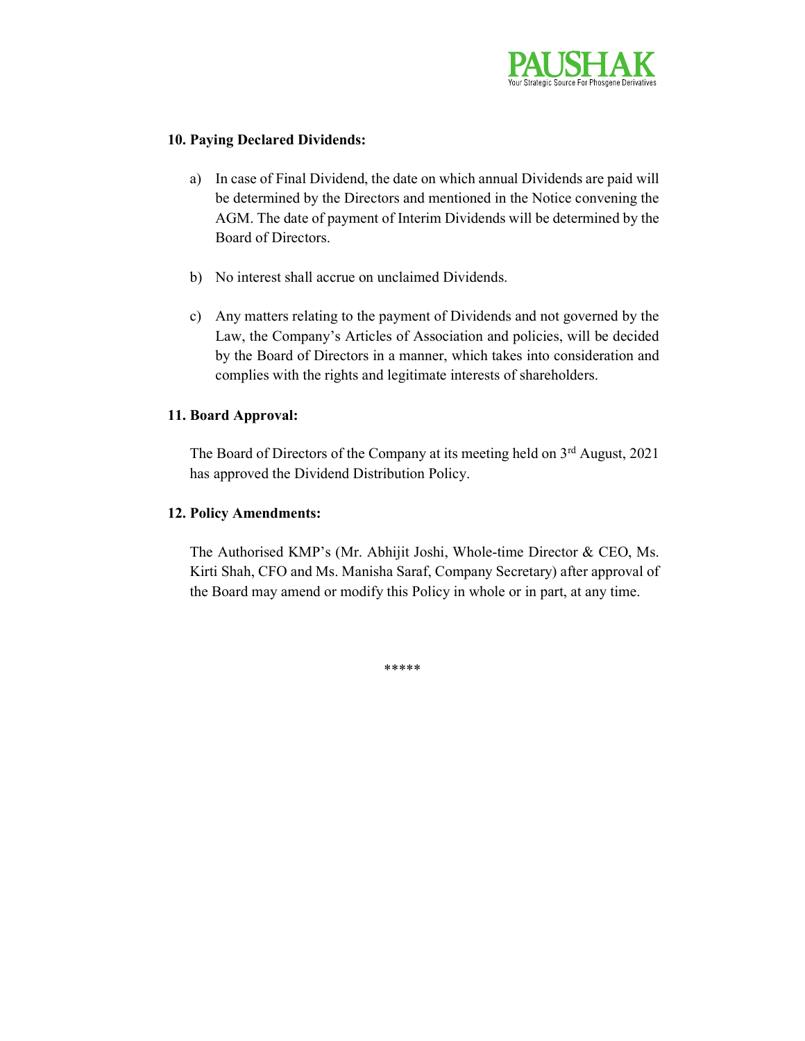## 10. Paying Declared Dividends:

a) In case of Final Dividend, the date on which annual Dividends are paid will be determined by the Directors and mentioned in the Notice convening the AGM. The date of payment of Interim Dividends will be determined by the Board of Directors.

b) No interest shall accrue on unclaimed Dividends.

c) Any matters relating to the payment of Dividends and not governed by the Law, the Company's Articles of Association and policies, will be decided by the Board of Directors in a manner, which takes into consideration and complies with the rights and legitimate interests of shareholders.

## 11. Board Approval:

The Board of Directors of the Company at its meeting held on 3rd August, 2021 has approved the Dividend Distribution Policy.

## 12. Policy Amendments:

The Authorised KMP's (Mr. Abhijit Joshi, Whole-time Director & CEO, Ms. Kirti Shah, CFO and Ms. Manisha Saraf, Company Secretary) after approval of the Board may amend or modify this Policy in whole or in part, at any time.

*****